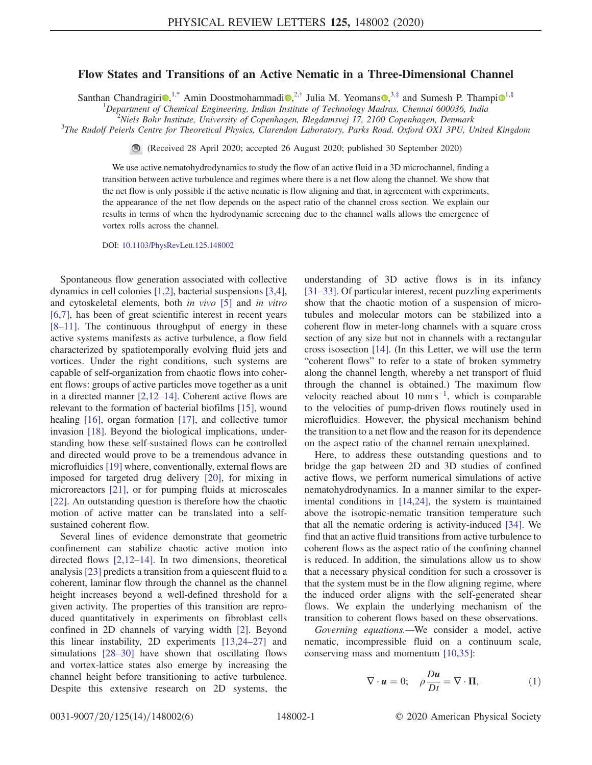# Flow States and Transitions of an Active Nematic in a Three-Dimensional Channel

Santhan Chandragiri[1,*] Amin Doostmohammadi[2,†] Julia M. Yeomans[3,‡] and Sumesh P. Thampi[1,§]

[1]*Department of Chemical Engineering, Indian Institute of Technology Madras, Chennai 600036, India*
[2]*Niels Bohr Institute, University of Copenhagen, Blegdamsvej 17, 2100 Copenhagen, Denmark*
[3]*The Rudolf Peierls Centre for Theoretical Physics, Clarendon Laboratory, Parks Road, Oxford OX1 3PU, United Kingdom*

(Received 28 April 2020; accepted 26 August 2020; published 30 September 2020)

We use active nematohydrodynamics to study the flow of an active fluid in a 3D microchannel, finding a transition between active turbulence and regimes where there is a net flow along the channel. We show that the net flow is only possible if the active nematic is flow aligning and that, in agreement with experiments, the appearance of the net flow depends on the aspect ratio of the channel cross section. We explain our results in terms of when the hydrodynamic screening due to the channel walls allows the emergence of vortex rolls across the channel.

DOI: 10.1103/PhysRevLett.125.148002

Spontaneous flow generation associated with collective dynamics in cell colonies [1,2], bacterial suspensions [3,4], and cytoskeletal elements, both *in vivo* [5] and *in vitro* [6,7], has been of great scientific interest in recent years [8–11]. The continuous throughput of energy in these active systems manifests as active turbulence, a flow field characterized by spatiotemporally evolving fluid jets and vortices. Under the right conditions, such systems are capable of self-organization from chaotic flows into coherent flows: groups of active particles move together as a unit in a directed manner [2,12–14]. Coherent active flows are relevant to the formation of bacterial biofilms [15], wound healing [16], organ formation [17], and collective tumor invasion [18]. Beyond the biological implications, understanding how these self-sustained flows can be controlled and directed would prove to be a tremendous advance in microfluidics [19] where, conventionally, external flows are imposed for targeted drug delivery [20], for mixing in microreactors [21], or for pumping fluids at microscales [22]. An outstanding question is therefore how the chaotic motion of active matter can be translated into a self-sustained coherent flow.

Several lines of evidence demonstrate that geometric confinement can stabilize chaotic active motion into directed flows [2,12–14]. In two dimensions, theoretical analysis [23] predicts a transition from a quiescent fluid to a coherent, laminar flow through the channel as the channel height increases beyond a well-defined threshold for a given activity. The properties of this transition are reproduced quantitatively in experiments on fibroblast cells confined in 2D channels of varying width [2]. Beyond this linear instability, 2D experiments [13,24–27] and simulations [28–30] have shown that oscillating flows and vortex-lattice states also emerge by increasing the channel height before transitioning to active turbulence. Despite this extensive research on 2D systems, the understanding of 3D active flows is in its infancy [31–33]. Of particular interest, recent puzzling experiments show that the chaotic motion of a suspension of microtubules and molecular motors can be stabilized into a coherent flow in meter-long channels with a square cross section of any size but not in channels with a rectangular cross isosection [14]. (In this Letter, we will use the term "coherent flows" to refer to a state of broken symmetry along the channel length, whereby a net transport of fluid through the channel is obtained.) The maximum flow velocity reached about 10 mm s$^{-1}$, which is comparable to the velocities of pump-driven flows routinely used in microfluidics. However, the physical mechanism behind the transition to a net flow and the reason for its dependence on the aspect ratio of the channel remain unexplained.

Here, to address these outstanding questions and to bridge the gap between 2D and 3D studies of confined active flows, we perform numerical simulations of active nematohydrodynamics. In a manner similar to the experimental conditions in [14,24], the system is maintained above the isotropic-nematic transition temperature such that all the nematic ordering is activity-induced [34]. We find that an active fluid transitions from active turbulence to coherent flows as the aspect ratio of the confining channel is reduced. In addition, the simulations allow us to show that a necessary physical condition for such a crossover is that the system must be in the flow aligning regime, where the induced order aligns with the self-generated shear flows. We explain the underlying mechanism of the transition to coherent flows based on these observations.

*Governing equations.*—We consider a model, active nematic, incompressible fluid on a continuum scale, conserving mass and momentum [10,35]:

$$\nabla \cdot \boldsymbol{u} = 0; \quad \rho \frac{D\boldsymbol{u}}{Dt} = \nabla \cdot \boldsymbol{\Pi}, \tag{1}$$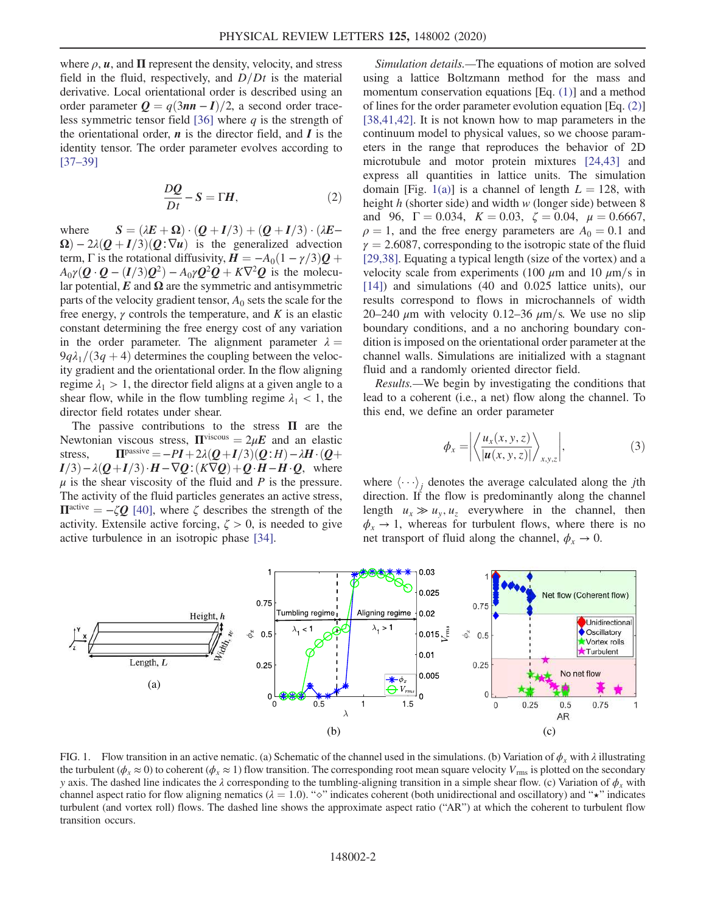where $\rho$, $\boldsymbol{u}$, and $\boldsymbol{\Pi}$ represent the density, velocity, and stress field in the fluid, respectively, and $D/Dt$ is the material derivative. Local orientational order is described using an order parameter $\boldsymbol{Q} = q(3\boldsymbol{nn} - \boldsymbol{I})/2$, a second order traceless symmetric tensor field [36] where $q$ is the strength of the orientational order, $\boldsymbol{n}$ is the director field, and $\boldsymbol{I}$ is the identity tensor. The order parameter evolves according to [37–39]

$$\frac{D\boldsymbol{Q}}{Dt} - \boldsymbol{S} = \Gamma \boldsymbol{H}, \tag{2}$$

where $\boldsymbol{S} = (\lambda \boldsymbol{E} + \boldsymbol{\Omega}) \cdot (\boldsymbol{Q} + \boldsymbol{I}/3) + (\boldsymbol{Q} + \boldsymbol{I}/3) \cdot (\lambda \boldsymbol{E} - \boldsymbol{\Omega}) - 2\lambda(\boldsymbol{Q} + \boldsymbol{I}/3)(\boldsymbol{Q}:\nabla \boldsymbol{u})$ is the generalized advection term, $\Gamma$ is the rotational diffusivity, $\boldsymbol{H} = -A_0(1 - \gamma/3)\boldsymbol{Q} + A_0\gamma(\boldsymbol{Q}\cdot\boldsymbol{Q} - (\boldsymbol{I}/3)\boldsymbol{Q}^2) - A_0\gamma \boldsymbol{Q}^2\boldsymbol{Q} + K\nabla^2\boldsymbol{Q}$ is the molecular potential, $\boldsymbol{E}$ and $\boldsymbol{\Omega}$ are the symmetric and antisymmetric parts of the velocity gradient tensor, $A_0$ sets the scale for the free energy, $\gamma$ controls the temperature, and $K$ is an elastic constant determining the free energy cost of any variation in the order parameter. The alignment parameter $\lambda = 9q\lambda_1/(3q + 4)$ determines the coupling between the velocity gradient and the orientational order. In the flow aligning regime $\lambda_1 > 1$, the director field aligns at a given angle to a shear flow, while in the flow tumbling regime $\lambda_1 < 1$, the director field rotates under shear.

The passive contributions to the stress $\boldsymbol{\Pi}$ are the Newtonian viscous stress, $\boldsymbol{\Pi}^{\text{viscous}} = 2\mu \boldsymbol{E}$ and an elastic stress, $\boldsymbol{\Pi}^{\text{passive}} = -P\boldsymbol{I} + 2\lambda(\boldsymbol{Q} + \boldsymbol{I}/3)(\boldsymbol{Q}:\boldsymbol{H}) - \lambda \boldsymbol{H}\cdot(\boldsymbol{Q} + \boldsymbol{I}/3) - \lambda(\boldsymbol{Q} + \boldsymbol{I}/3)\cdot\boldsymbol{H} - \nabla\boldsymbol{Q}:(K\nabla\boldsymbol{Q}) + \boldsymbol{Q}\cdot\boldsymbol{H} - \boldsymbol{H}\cdot\boldsymbol{Q}$, where $\mu$ is the shear viscosity of the fluid and $P$ is the pressure. The activity of the fluid particles generates an active stress, $\boldsymbol{\Pi}^{\text{active}} = -\zeta \boldsymbol{Q}$ [40], where $\zeta$ describes the strength of the activity. Extensile active forcing, $\zeta > 0$, is needed to give active turbulence in an isotropic phase [34].

*Simulation details.*—The equations of motion are solved using a lattice Boltzmann method for the mass and momentum conservation equations [Eq. (1)] and a method of lines for the order parameter evolution equation [Eq. (2)] [38,41,42]. It is not known how to map parameters in the continuum model to physical values, so we choose parameters in the range that reproduces the behavior of 2D microtubule and motor protein mixtures [24,43] and express all quantities in lattice units. The simulation domain [Fig. 1(a)] is a channel of length $L = 128$, with height $h$ (shorter side) and width $w$ (longer side) between 8 and 96, $\Gamma = 0.034$, $K = 0.03$, $\zeta = 0.04$, $\mu = 0.6667$, $\rho = 1$, and the free energy parameters are $A_0 = 0.1$ and $\gamma = 2.6087$, corresponding to the isotropic state of the fluid [29,38]. Equating a typical length (size of the vortex) and a velocity scale from experiments (100 $\mu$m and 10 $\mu$m/s in [14]) and simulations (40 and 0.025 lattice units), our results correspond to flows in microchannels of width 20–240 $\mu$m with velocity 0.12–36 $\mu$m/s. We use no slip boundary conditions, and a no anchoring boundary condition is imposed on the orientational order parameter at the channel walls. Simulations are initialized with a stagnant fluid and a randomly oriented director field.

*Results.*—We begin by investigating the conditions that lead to a coherent (i.e., a net) flow along the channel. To this end, we define an order parameter

$$\phi_x = \left| \left\langle \frac{u_x(x,y,z)}{|\boldsymbol{u}(x,y,z)|} \right\rangle_{x,y,z} \right|, \tag{3}$$

where $\langle \cdots \rangle_j$ denotes the average calculated along the $j$th direction. If the flow is predominantly along the channel length $u_x \gg u_y, u_z$ everywhere in the channel, then $\phi_x \to 1$, whereas for turbulent flows, where there is no net transport of fluid along the channel, $\phi_x \to 0$.

FIG. 1. Flow transition in an active nematic. (a) Schematic of the channel used in the simulations. (b) Variation of $\phi_x$ with $\lambda$ illustrating the turbulent ($\phi_x \approx 0$) to coherent ($\phi_x \approx 1$) flow transition. The corresponding root mean square velocity $V_{\text{rms}}$ is plotted on the secondary $y$ axis. The dashed line indicates the $\lambda$ corresponding to the tumbling-aligning transition in a simple shear flow. (c) Variation of $\phi_x$ with channel aspect ratio for flow aligning nematics ($\lambda = 1.0$). "⋄" indicates coherent (both unidirectional and oscillatory) and "⋆" indicates turbulent (and vortex roll) flows. The dashed line shows the approximate aspect ratio ("AR") at which the coherent to turbulent flow transition occurs.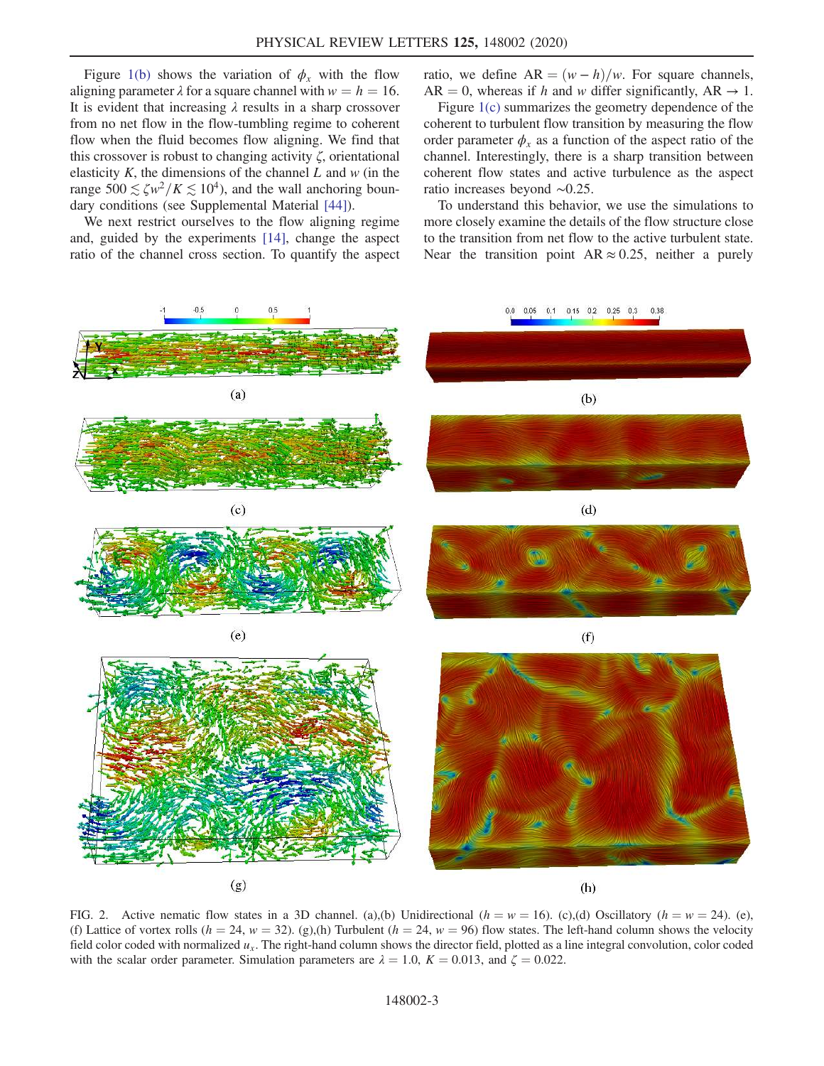Figure 1(b) shows the variation of $\phi_x$ with the flow aligning parameter $\lambda$ for a square channel with $w = h = 16$. It is evident that increasing $\lambda$ results in a sharp crossover from no net flow in the flow-tumbling regime to coherent flow when the fluid becomes flow aligning. We find that this crossover is robust to changing activity $\zeta$, orientational elasticity $K$, the dimensions of the channel $L$ and $w$ (in the range $500 \lesssim \zeta w^2/K \lesssim 10^4$), and the wall anchoring boundary conditions (see Supplemental Material [44]).

We next restrict ourselves to the flow aligning regime and, guided by the experiments [14], change the aspect ratio of the channel cross section. To quantify the aspect ratio, we define $\mathrm{AR} = (w - h)/w$. For square channels, $\mathrm{AR} = 0$, whereas if $h$ and $w$ differ significantly, $\mathrm{AR} \to 1$.

Figure 1(c) summarizes the geometry dependence of the coherent to turbulent flow transition by measuring the flow order parameter $\phi_x$ as a function of the aspect ratio of the channel. Interestingly, there is a sharp transition between coherent flow states and active turbulence as the aspect ratio increases beyond $\sim 0.25$.

To understand this behavior, we use the simulations to more closely examine the details of the flow structure close to the transition from net flow to the active turbulent state. Near the transition point $\mathrm{AR} \approx 0.25$, neither a purely

FIG. 2. Active nematic flow states in a 3D channel. (a),(b) Unidirectional ($h = w = 16$). (c),(d) Oscillatory ($h = w = 24$). (e), (f) Lattice of vortex rolls ($h = 24$, $w = 32$). (g),(h) Turbulent ($h = 24$, $w = 96$) flow states. The left-hand column shows the velocity field color coded with normalized $u_x$. The right-hand column shows the director field, plotted as a line integral convolution, color coded with the scalar order parameter. Simulation parameters are $\lambda = 1.0$, $K = 0.013$, and $\zeta = 0.022$.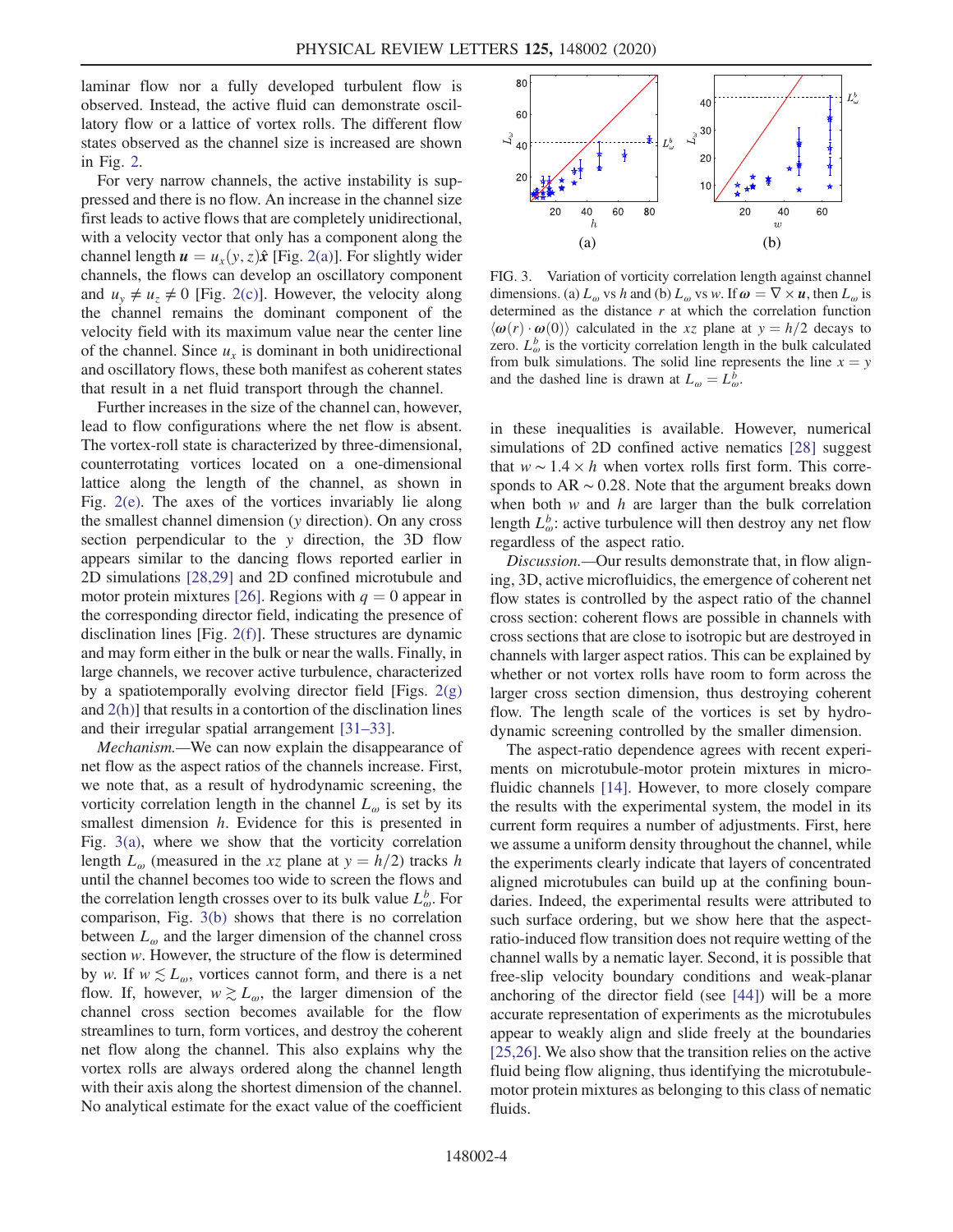laminar flow nor a fully developed turbulent flow is observed. Instead, the active fluid can demonstrate oscillatory flow or a lattice of vortex rolls. The different flow states observed as the channel size is increased are shown in Fig. 2.

For very narrow channels, the active instability is suppressed and there is no flow. An increase in the channel size first leads to active flows that are completely unidirectional, with a velocity vector that only has a component along the channel length $\boldsymbol{u} = u_x(y,z)\hat{\boldsymbol{x}}$ [Fig. 2(a)]. For slightly wider channels, the flows can develop an oscillatory component and $u_y \neq u_z \neq 0$ [Fig. 2(c)]. However, the velocity along the channel remains the dominant component of the velocity field with its maximum value near the center line of the channel. Since $u_x$ is dominant in both unidirectional and oscillatory flows, these both manifest as coherent states that result in a net fluid transport through the channel.

Further increases in the size of the channel can, however, lead to flow configurations where the net flow is absent. The vortex-roll state is characterized by three-dimensional, counterrotating vortices located on a one-dimensional lattice along the length of the channel, as shown in Fig. 2(e). The axes of the vortices invariably lie along the smallest channel dimension ($y$ direction). On any cross section perpendicular to the $y$ direction, the 3D flow appears similar to the dancing flows reported earlier in 2D simulations [28,29] and 2D confined microtubule and motor protein mixtures [26]. Regions with $q = 0$ appear in the corresponding director field, indicating the presence of disclination lines [Fig. 2(f)]. These structures are dynamic and may form either in the bulk or near the walls. Finally, in large channels, we recover active turbulence, characterized by a spatiotemporally evolving director field [Figs. 2(g) and 2(h)] that results in a contortion of the disclination lines and their irregular spatial arrangement [31–33].

*Mechanism.*—We can now explain the disappearance of net flow as the aspect ratios of the channels increase. First, we note that, as a result of hydrodynamic screening, the vorticity correlation length in the channel $L_\omega$ is set by its smallest dimension $h$. Evidence for this is presented in Fig. 3(a), where we show that the vorticity correlation length $L_\omega$ (measured in the $xz$ plane at $y = h/2$) tracks $h$ until the channel becomes too wide to screen the flows and the correlation length crosses over to its bulk value $L_\omega^b$. For comparison, Fig. 3(b) shows that there is no correlation between $L_\omega$ and the larger dimension of the channel cross section $w$. However, the structure of the flow is determined by $w$. If $w \lesssim L_\omega$, vortices cannot form, and there is a net flow. If, however, $w \gtrsim L_\omega$, the larger dimension of the channel cross section becomes available for the flow streamlines to turn, form vortices, and destroy the coherent net flow along the channel. This also explains why the vortex rolls are always ordered along the channel length with their axis along the shortest dimension of the channel. No analytical estimate for the exact value of the coefficient in these inequalities is available. However, numerical simulations of 2D confined active nematics [28] suggest that $w \sim 1.4 \times h$ when vortex rolls first form. This corresponds to AR $\sim 0.28$. Note that the argument breaks down when both $w$ and $h$ are larger than the bulk correlation length $L_\omega^b$: active turbulence will then destroy any net flow regardless of the aspect ratio.

FIG. 3. Variation of vorticity correlation length against channel dimensions. (a) $L_\omega$ vs $h$ and (b) $L_\omega$ vs $w$. If $\boldsymbol{\omega} = \nabla \times \boldsymbol{u}$, then $L_\omega$ is determined as the distance $r$ at which the correlation function $\langle \boldsymbol{\omega}(r) \cdot \boldsymbol{\omega}(0) \rangle$ calculated in the $xz$ plane at $y = h/2$ decays to zero. $L_\omega^b$ is the vorticity correlation length in the bulk calculated from bulk simulations. The solid line represents the line $x = y$ and the dashed line is drawn at $L_\omega = L_\omega^b$.

*Discussion.*—Our results demonstrate that, in flow aligning, 3D, active microfluidics, the emergence of coherent net flow states is controlled by the aspect ratio of the channel cross section: coherent flows are possible in channels with cross sections that are close to isotropic but are destroyed in channels with larger aspect ratios. This can be explained by whether or not vortex rolls have room to form across the larger cross section dimension, thus destroying coherent flow. The length scale of the vortices is set by hydrodynamic screening controlled by the smaller dimension.

The aspect-ratio dependence agrees with recent experiments on microtubule-motor protein mixtures in microfluidic channels [14]. However, to more closely compare the results with the experimental system, the model in its current form requires a number of adjustments. First, here we assume a uniform density throughout the channel, while the experiments clearly indicate that layers of concentrated aligned microtubules can build up at the confining boundaries. Indeed, the experimental results were attributed to such surface ordering, but we show here that the aspect-ratio-induced flow transition does not require wetting of the channel walls by a nematic layer. Second, it is possible that free-slip velocity boundary conditions and weak-planar anchoring of the director field (see [44]) will be a more accurate representation of experiments as the microtubules appear to weakly align and slide freely at the boundaries [25,26]. We also show that the transition relies on the active fluid being flow aligning, thus identifying the microtubule-motor protein mixtures as belonging to this class of nematic fluids.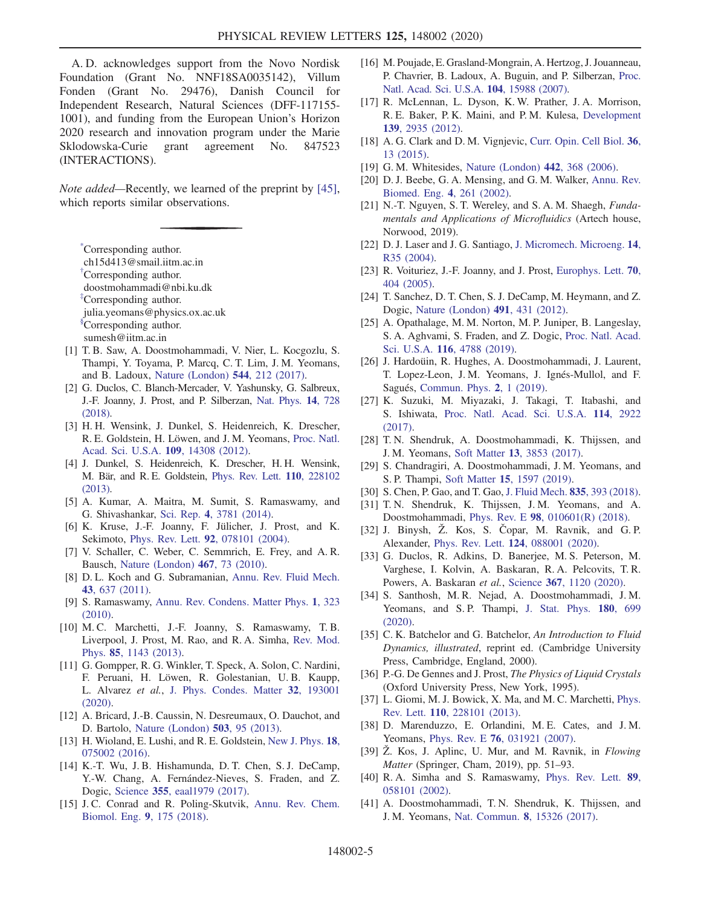A. D. acknowledges support from the Novo Nordisk Foundation (Grant No. NNF18SA0035142), Villum Fonden (Grant No. 29476), Danish Council for Independent Research, Natural Sciences (DFF-117155-1001), and funding from the European Union's Horizon 2020 research and innovation program under the Marie Sklodowska-Curie grant agreement No. 847523 (INTERACTIONS).

*Note added*—Recently, we learned of the preprint by [45], which reports similar observations.

---

[*]Corresponding author.
ch15d413@smail.iitm.ac.in
[†]Corresponding author.
doostmohammadi@nbi.ku.dk
[‡]Corresponding author.
julia.yeomans@physics.ox.ac.uk
[§]Corresponding author.
sumesh@iitm.ac.in

[1] T. B. Saw, A. Doostmohammadi, V. Nier, L. Kocgozlu, S. Thampi, Y. Toyama, P. Marcq, C. T. Lim, J. M. Yeomans, and B. Ladoux, Nature (London) **544**, 212 (2017).

[2] G. Duclos, C. Blanch-Mercader, V. Yashunsky, G. Salbreux, J.-F. Joanny, J. Prost, and P. Silberzan, Nat. Phys. **14**, 728 (2018).

[3] H. H. Wensink, J. Dunkel, S. Heidenreich, K. Drescher, R. E. Goldstein, H. Löwen, and J. M. Yeomans, Proc. Natl. Acad. Sci. U.S.A. **109**, 14308 (2012).

[4] J. Dunkel, S. Heidenreich, K. Drescher, H. H. Wensink, M. Bär, and R. E. Goldstein, Phys. Rev. Lett. **110**, 228102 (2013).

[5] A. Kumar, A. Maitra, M. Sumit, S. Ramaswamy, and G. Shivashankar, Sci. Rep. **4**, 3781 (2014).

[6] K. Kruse, J.-F. Joanny, F. Jülicher, J. Prost, and K. Sekimoto, Phys. Rev. Lett. **92**, 078101 (2004).

[7] V. Schaller, C. Weber, C. Semmrich, E. Frey, and A. R. Bausch, Nature (London) **467**, 73 (2010).

[8] D. L. Koch and G. Subramanian, Annu. Rev. Fluid Mech. **43**, 637 (2011).

[9] S. Ramaswamy, Annu. Rev. Condens. Matter Phys. **1**, 323 (2010).

[10] M. C. Marchetti, J.-F. Joanny, S. Ramaswamy, T. B. Liverpool, J. Prost, M. Rao, and R. A. Simha, Rev. Mod. Phys. **85**, 1143 (2013).

[11] G. Gompper, R. G. Winkler, T. Speck, A. Solon, C. Nardini, F. Peruani, H. Löwen, R. Golestanian, U. B. Kaupp, L. Alvarez *et al.*, J. Phys. Condes. Matter **32**, 193001 (2020).

[12] A. Bricard, J.-B. Caussin, N. Desreumaux, O. Dauchot, and D. Bartolo, Nature (London) **503**, 95 (2013).

[13] H. Wioland, E. Lushi, and R. E. Goldstein, New J. Phys. **18**, 075002 (2016).

[14] K.-T. Wu, J. B. Hishamunda, D. T. Chen, S. J. DeCamp, Y.-W. Chang, A. Fernández-Nieves, S. Fraden, and Z. Dogic, Science **355**, eaal1979 (2017).

[15] J. C. Conrad and R. Poling-Skutvik, Annu. Rev. Chem. Biomol. Eng. **9**, 175 (2018).

[16] M. Poujade, E. Grasland-Mongrain, A. Hertzog, J. Jouanneau, P. Chavrier, B. Ladoux, A. Buguin, and P. Silberzan, Proc. Natl. Acad. Sci. U.S.A. **104**, 15988 (2007).

[17] R. McLennan, L. Dyson, K. W. Prather, J. A. Morrison, R. E. Baker, P. K. Maini, and P. M. Kulesa, Development **139**, 2935 (2012).

[18] A. G. Clark and D. M. Vignjevic, Curr. Opin. Cell Biol. **36**, 13 (2015).

[19] G. M. Whitesides, Nature (London) **442**, 368 (2006).

[20] D. J. Beebe, G. A. Mensing, and G. M. Walker, Annu. Rev. Biomed. Eng. **4**, 261 (2002).

[21] N.-T. Nguyen, S. T. Wereley, and S. A. M. Shaegh, *Fundamentals and Applications of Microfluidics* (Artech house, Norwood, 2019).

[22] D. J. Laser and J. G. Santiago, J. Micromech. Microeng. **14**, R35 (2004).

[23] R. Voituriez, J.-F. Joanny, and J. Prost, Europhys. Lett. **70**, 404 (2005).

[24] T. Sanchez, D. T. Chen, S. J. DeCamp, M. Heymann, and Z. Dogic, Nature (London) **491**, 431 (2012).

[25] A. Opathalage, M. M. Norton, M. P. Juniper, B. Langeslay, S. A. Aghvami, S. Fraden, and Z. Dogic, Proc. Natl. Acad. Sci. U.S.A. **116**, 4788 (2019).

[26] J. Hardoüin, R. Hughes, A. Doostmohammadi, J. Laurent, T. Lopez-Leon, J. M. Yeomans, J. Ignés-Mullol, and F. Sagués, Commun. Phys. **2**, 1 (2019).

[27] K. Suzuki, M. Miyazaki, J. Takagi, T. Itabashi, and S. Ishiwata, Proc. Natl. Acad. Sci. U.S.A. **114**, 2922 (2017).

[28] T. N. Shendruk, A. Doostmohammadi, K. Thijssen, and J. M. Yeomans, Soft Matter **13**, 3853 (2017).

[29] S. Chandragiri, A. Doostmohammadi, J. M. Yeomans, and S. P. Thampi, Soft Matter **15**, 1597 (2019).

[30] S. Chen, P. Gao, and T. Gao, J. Fluid Mech. **835**, 393 (2018).

[31] T. N. Shendruk, K. Thijssen, J. M. Yeomans, and A. Doostmohammadi, Phys. Rev. E **98**, 010601(R) (2018).

[32] J. Binysh, Ž. Kos, S. Čopar, M. Ravnik, and G. P. Alexander, Phys. Rev. Lett. **124**, 088001 (2020).

[33] G. Duclos, R. Adkins, D. Banerjee, M. S. Peterson, M. Varghese, I. Kolvin, A. Baskaran, R. A. Pelcovits, T. R. Powers, A. Baskaran *et al.*, Science **367**, 1120 (2020).

[34] S. Santhosh, M. R. Nejad, A. Doostmohammadi, J. M. Yeomans, and S. P. Thampi, J. Stat. Phys. **180**, 699 (2020).

[35] C. K. Batchelor and G. Batchelor, *An Introduction to Fluid Dynamics, illustrated*, reprint ed. (Cambridge University Press, Cambridge, England, 2000).

[36] P.-G. De Gennes and J. Prost, *The Physics of Liquid Crystals* (Oxford University Press, New York, 1995).

[37] L. Giomi, M. J. Bowick, X. Ma, and M. C. Marchetti, Phys. Rev. Lett. **110**, 228101 (2013).

[38] D. Marenduzzo, E. Orlandini, M. E. Cates, and J. M. Yeomans, Phys. Rev. E **76**, 031921 (2007).

[39] Ž. Kos, J. Aplinc, U. Mur, and M. Ravnik, in *Flowing Matter* (Springer, Cham, 2019), pp. 51–93.

[40] R. A. Simha and S. Ramaswamy, Phys. Rev. Lett. **89**, 058101 (2002).

[41] A. Doostmohammadi, T. N. Shendruk, K. Thijssen, and J. M. Yeomans, Nat. Commun. **8**, 15326 (2017).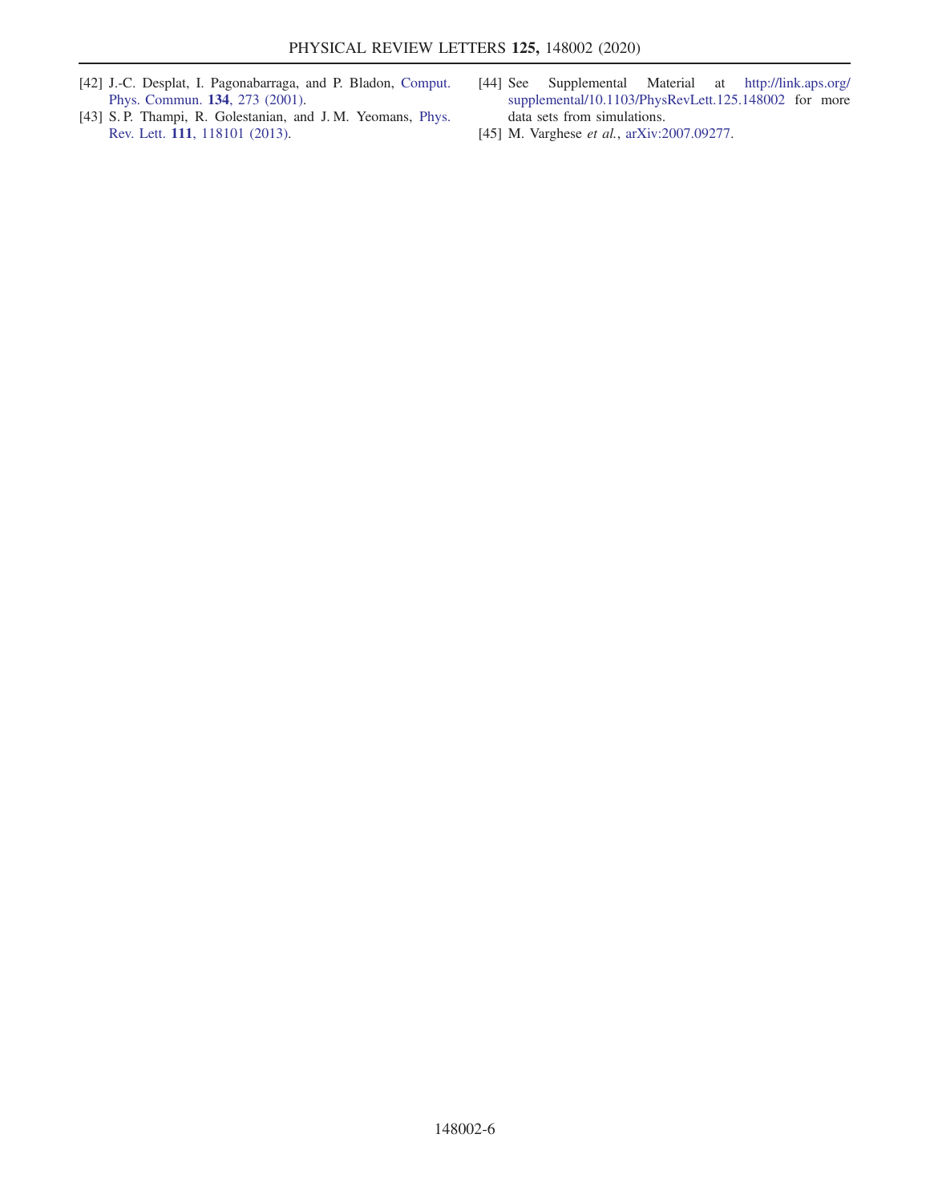[42] J.-C. Desplat, I. Pagonabarraga, and P. Bladon, Comput. Phys. Commun. **134**, 273 (2001).

[43] S. P. Thampi, R. Golestanian, and J. M. Yeomans, Phys. Rev. Lett. **111**, 118101 (2013).

[44] See Supplemental Material at http://link.aps.org/supplemental/10.1103/PhysRevLett.125.148002 for more data sets from simulations.

[45] M. Varghese *et al.*, arXiv:2007.09277.